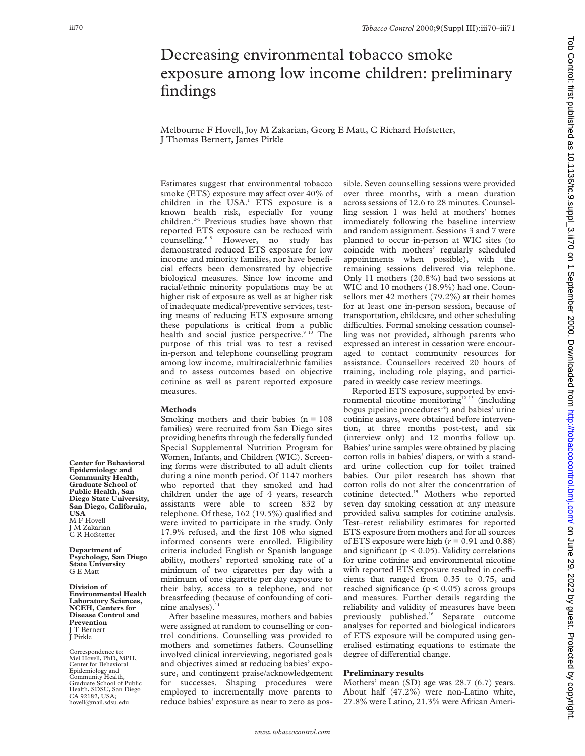# Decreasing environmental tobacco smoke exposure among low income children: preliminary findings

Melbourne F Hovell, Joy M Zakarian, Georg E Matt, C Richard Hofstetter, J Thomas Bernert, James Pirkle

**Center for Behavioral Epidemiology and Community Health, Graduate School of Public Health, San Diego State University, San Diego, California, USA**
M F Hovell
J M Zakarian
C R Hofstetter

**Department of Psychology, San Diego State University**
G E Matt

**Division of Environmental Health Laboratory Sciences, NCEH, Centers for Disease Control and Prevention**
J T Bernert
J Pirkle

Correspondence to: Mel Hovell, PhD, MPH, Center for Behavioral Epidemiology and Community Health, Graduate School of Public Health, SDSU, San Diego CA 92182, USA; hovell@mail.sdsu.edu

Estimates suggest that environmental tobacco smoke (ETS) exposure may affect over 40% of children in the USA.[1] ETS exposure is a known health risk, especially for young children.[2–5] Previous studies have shown that reported ETS exposure can be reduced with counselling.[6–8] However, no study has demonstrated reduced ETS exposure for low income and minority families, nor have beneficial effects been demonstrated by objective biological measures. Since low income and racial/ethnic minority populations may be at higher risk of exposure as well as at higher risk of inadequate medical/preventive services, testing means of reducing ETS exposure among these populations is critical from a public health and social justice perspective.[9 10] The purpose of this trial was to test a revised in-person and telephone counselling program among low income, multiracial/ethnic families and to assess outcomes based on objective cotinine as well as parent reported exposure measures.

## Methods

Smoking mothers and their babies (n = 108 families) were recruited from San Diego sites providing benefits through the federally funded Special Supplemental Nutrition Program for Women, Infants, and Children (WIC). Screening forms were distributed to all adult clients during a nine month period. Of 1147 mothers who reported that they smoked and had children under the age of 4 years, research assistants were able to screen 832 by telephone. Of these, 162 (19.5%) qualified and were invited to participate in the study. Only 17.9% refused, and the first 108 who signed informed consents were enrolled. Eligibility criteria included English or Spanish language ability, mothers' reported smoking rate of a minimum of two cigarettes per day with a minimum of one cigarette per day exposure to their baby, access to a telephone, and not breastfeeding (because of confounding of cotinine analyses).[11]

After baseline measures, mothers and babies were assigned at random to counselling or control conditions. Counselling was provided to mothers and sometimes fathers. Counselling involved clinical interviewing, negotiated goals and objectives aimed at reducing babies' exposure, and contingent praise/acknowledgement for successes. Shaping procedures were employed to incrementally move parents to reduce babies' exposure as near to zero as possible. Seven counselling sessions were provided over three months, with a mean duration across sessions of 12.6 to 28 minutes. Counselling session 1 was held at mothers' homes immediately following the baseline interview and random assignment. Sessions 3 and 7 were planned to occur in-person at WIC sites (to coincide with mothers' regularly scheduled appointments when possible), with the remaining sessions delivered via telephone. Only 11 mothers (20.8%) had two sessions at WIC and 10 mothers (18.9%) had one. Counsellors met 42 mothers (79.2%) at their homes for at least one in-person session, because of transportation, childcare, and other scheduling difficulties. Formal smoking cessation counselling was not provided, although parents who expressed an interest in cessation were encouraged to contact community resources for assistance. Counsellors received 20 hours of training, including role playing, and participated in weekly case review meetings.

Reported ETS exposure, supported by environmental nicotine monitoring[12 13] (including bogus pipeline procedures[14]) and babies' urine cotinine assays, were obtained before intervention, at three months post-test, and six (interview only) and 12 months follow up. Babies' urine samples were obtained by placing cotton rolls in babies' diapers, or with a standard urine collection cup for toilet trained babies. Our pilot research has shown that cotton rolls do not alter the concentration of cotinine detected.[15] Mothers who reported seven day smoking cessation at any measure provided saliva samples for cotinine analysis. Test–retest reliability estimates for reported ETS exposure from mothers and for all sources of ETS exposure were high ($r = 0.91$ and 0.88) and significant ($p < 0.05$). Validity correlations for urine cotinine and environmental nicotine with reported ETS exposure resulted in coefficients that ranged from 0.35 to 0.75, and reached significance ($p < 0.05$) across groups and measures. Further details regarding the reliability and validity of measures have been previously published.[16] Separate outcome analyses for reported and biological indicators of ETS exposure will be computed using generalised estimating equations to estimate the degree of differential change.

## Preliminary results

Mothers' mean (SD) age was 28.7 (6.7) years. About half (47.2%) were non-Latino white, 27.8% were Latino, 21.3% were African Ameri-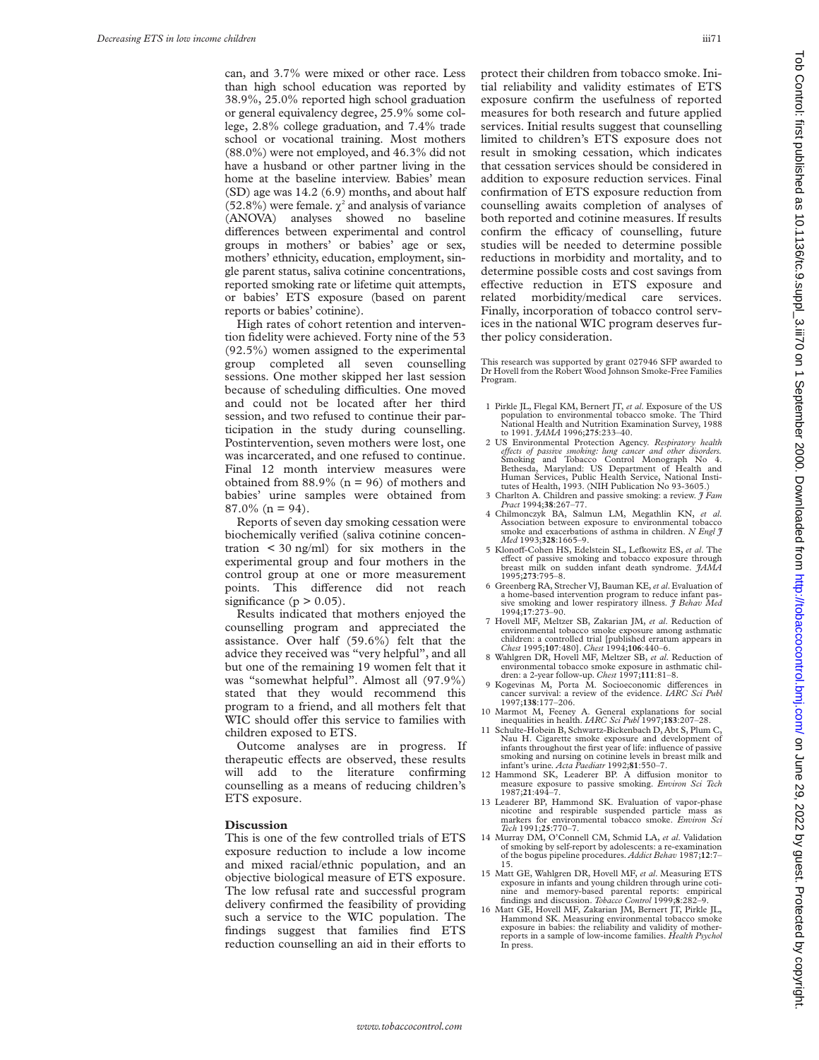can, and 3.7% were mixed or other race. Less than high school education was reported by 38.9%, 25.0% reported high school graduation or general equivalency degree, 25.9% some college, 2.8% college graduation, and 7.4% trade school or vocational training. Most mothers (88.0%) were not employed, and 46.3% did not have a husband or other partner living in the home at the baseline interview. Babies' mean (SD) age was 14.2 (6.9) months, and about half (52.8%) were female. $\chi^2$ and analysis of variance (ANOVA) analyses showed no baseline differences between experimental and control groups in mothers' or babies' age or sex, mothers' ethnicity, education, employment, single parent status, saliva cotinine concentrations, reported smoking rate or lifetime quit attempts, or babies' ETS exposure (based on parent reports or babies' cotinine).

High rates of cohort retention and intervention fidelity were achieved. Forty nine of the 53 (92.5%) women assigned to the experimental group completed all seven counselling sessions. One mother skipped her last session because of scheduling difficulties. One moved and could not be located after her third session, and two refused to continue their participation in the study during counselling. Postintervention, seven mothers were lost, one was incarcerated, and one refused to continue. Final 12 month interview measures were obtained from 88.9% (n = 96) of mothers and babies' urine samples were obtained from 87.0% (n = 94).

Reports of seven day smoking cessation were biochemically verified (saliva cotinine concentration < 30 ng/ml) for six mothers in the experimental group and four mothers in the control group at one or more measurement points. This difference did not reach significance ($p > 0.05$).

Results indicated that mothers enjoyed the counselling program and appreciated the assistance. Over half (59.6%) felt that the advice they received was "very helpful", and all but one of the remaining 19 women felt that it was "somewhat helpful". Almost all (97.9%) stated that they would recommend this program to a friend, and all mothers felt that WIC should offer this service to families with children exposed to ETS.

Outcome analyses are in progress. If therapeutic effects are observed, these results will add to the literature confirming counselling as a means of reducing children's ETS exposure.

## Discussion

This is one of the few controlled trials of ETS exposure reduction to include a low income and mixed racial/ethnic population, and an objective biological measure of ETS exposure. The low refusal rate and successful program delivery confirmed the feasibility of providing such a service to the WIC population. The findings suggest that families find ETS reduction counselling an aid in their efforts to protect their children from tobacco smoke. Initial reliability and validity estimates of ETS exposure confirm the usefulness of reported measures for both research and future applied services. Initial results suggest that counselling limited to children's ETS exposure does not result in smoking cessation, which indicates that cessation services should be considered in addition to exposure reduction services. Final confirmation of ETS exposure reduction from counselling awaits completion of analyses of both reported and cotinine measures. If results confirm the efficacy of counselling, future studies will be needed to determine possible reductions in morbidity and mortality, and to determine possible costs and cost savings from effective reduction in ETS exposure and related morbidity/medical care services. Finally, incorporation of tobacco control services in the national WIC program deserves further policy consideration.

This research was supported by grant 027946 SFP awarded to Dr Hovell from the Robert Wood Johnson Smoke-Free Families Program.

1. Pirkle JL, Flegal KM, Bernert JT, *et al*. Exposure of the US population to environmental tobacco smoke. The Third National Health and Nutrition Examination Survey, 1988 to 1991. *JAMA* 1996;**275**:233–40.
2. US Environmental Protection Agency. *Respiratory health effects of passive smoking: lung cancer and other disorders.* Smoking and Tobacco Control Monograph No 4. Bethesda, Maryland: US Department of Health and Human Services, Public Health Service, National Institutes of Health, 1993. (NIH Publication No 93-3605.)
3. Charlton A. Children and passive smoking: a review. *J Fam Pract* 1994;**38**:267–77.
4. Chilmonczyk BA, Salmun LM, Megathlin KN, *et al*. Association between exposure to environmental tobacco smoke and exacerbations of asthma in children. *N Engl J Med* 1993;**328**:1665–9.
5. Klonoff-Cohen HS, Edelstein SL, Lefkowitz ES, *et al*. The effect of passive smoking and tobacco exposure through breast milk on sudden infant death syndrome. *JAMA* 1995;**273**:795–8.
6. Greenberg RA, Strecher VJ, Bauman KE, *et al*. Evaluation of a home-based intervention program to reduce infant passive smoking and lower respiratory illness. *J Behav Med* 1994;**17**:273–90.
7. Hovell MF, Meltzer SB, Zakarian JM. Reduction of environmental tobacco smoke exposure among asthmatic children: a controlled trial [published erratum appears in *Chest* 1995;**107**:480]. *Chest* 1994;**106**:440–6.
8. Wahlgren DR, Hovell MF, Meltzer SB, *et al*. Reduction of environmental tobacco smoke exposure in asthmatic children: a 2-year follow-up. *Chest* 1997;**111**:81–8.
9. Kogevinas M, Porta M. Socioeconomic differences in cancer survival: a review of the evidence. *IARC Sci Publ* 1997;**138**:177–206.
10. Marmot M, Feeney A. General explanations for social inequalities in health. *IARC Sci Publ* 1997;**183**:207–28.
11. Schulte-Hobein B, Schwartz-Bickenbach D, Abt S, Plum C, Nau H. Cigarette smoke exposure and development of infants throughout the first year of life: influence of passive smoking and nursing on cotinine levels in breast milk and infant's urine. *Acta Paediatr* 1992;**81**:550–7.
12. Hammond SK, Leaderer BP. A diffusion monitor to measure exposure to passive smoking. *Environ Sci Tech* 1987;**21**:494–7.
13. Leaderer BP, Hammond SK. Evaluation of vapor-phase nicotine and respirable suspended particle mass as markers for environmental tobacco smoke. *Environ Sci Tech* 1991;**25**:770–7.
14. Murray DM, O'Connell CM, Schmid LA, *et al*. Validation of smoking by self-report by adolescents: a re-examination of the bogus pipeline procedures. *Addict Behav* 1987;**12**:7–15.
15. Matt GE, Wahlgren DR, Hovell MF, *et al*. Measuring ETS exposure in infants and young children through urine cotinine and memory-based parental reports: empirical findings and discussion. *Tobacco Control* 1999;**8**:282–9.
16. Matt GE, Hovell MF, Zakarian JM, Bernert JT, Pirkle JL, Hammond SK. Measuring environmental tobacco smoke exposure in babies: the reliability and validity of mother-reports in a sample of low-income families. *Health Psychol* In press.